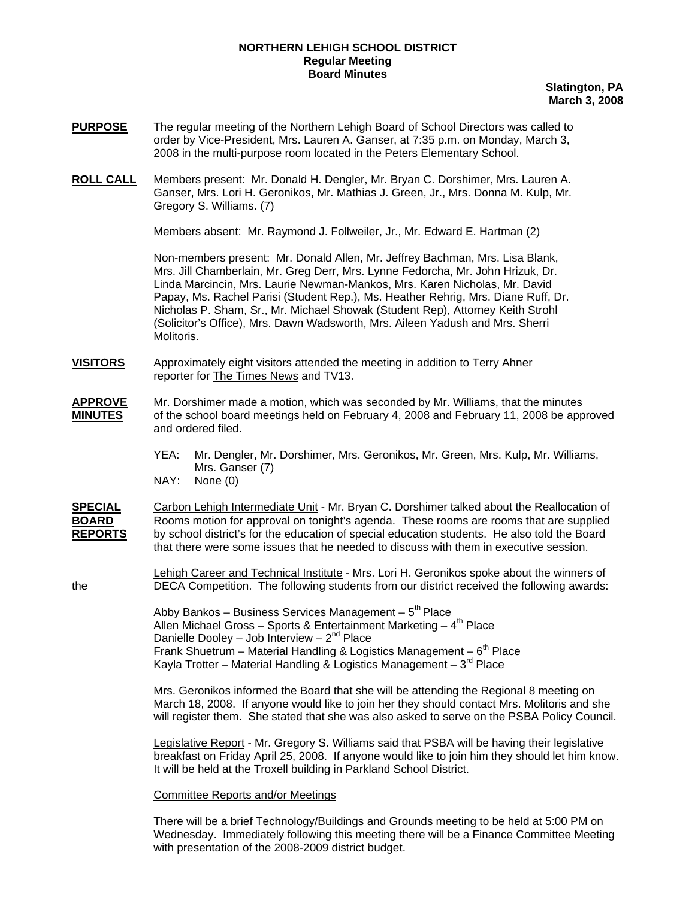**NORTHERN LEHIGH SCHOOL DISTRICT**
**Regular Meeting**
**Board Minutes**

**Slatington, PA**
**March 3, 2008**

**PURPOSE** The regular meeting of the Northern Lehigh Board of School Directors was called to order by Vice-President, Mrs. Lauren A. Ganser, at 7:35 p.m. on Monday, March 3, 2008 in the multi-purpose room located in the Peters Elementary School.

**ROLL CALL** Members present: Mr. Donald H. Dengler, Mr. Bryan C. Dorshimer, Mrs. Lauren A. Ganser, Mrs. Lori H. Geronikos, Mr. Mathias J. Green, Jr., Mrs. Donna M. Kulp, Mr. Gregory S. Williams. (7)

Members absent: Mr. Raymond J. Follweiler, Jr., Mr. Edward E. Hartman (2)

Non-members present: Mr. Donald Allen, Mr. Jeffrey Bachman, Mrs. Lisa Blank, Mrs. Jill Chamberlain, Mr. Greg Derr, Mrs. Lynne Fedorcha, Mr. John Hrizuk, Dr. Linda Marcincin, Mrs. Laurie Newman-Mankos, Mrs. Karen Nicholas, Mr. David Papay, Ms. Rachel Parisi (Student Rep.), Ms. Heather Rehrig, Mrs. Diane Ruff, Dr. Nicholas P. Sham, Sr., Mr. Michael Showak (Student Rep), Attorney Keith Strohl (Solicitor's Office), Mrs. Dawn Wadsworth, Mrs. Aileen Yadush and Mrs. Sherri Molitoris.

**VISITORS** Approximately eight visitors attended the meeting in addition to Terry Ahner reporter for The Times News and TV13.

**APPROVE MINUTES** Mr. Dorshimer made a motion, which was seconded by Mr. Williams, that the minutes of the school board meetings held on February 4, 2008 and February 11, 2008 be approved and ordered filed.

YEA: Mr. Dengler, Mr. Dorshimer, Mrs. Geronikos, Mr. Green, Mrs. Kulp, Mr. Williams, Mrs. Ganser (7)
NAY: None (0)

**SPECIAL BOARD REPORTS** Carbon Lehigh Intermediate Unit - Mr. Bryan C. Dorshimer talked about the Reallocation of Rooms motion for approval on tonight's agenda. These rooms are rooms that are supplied by school district's for the education of special education students. He also told the Board that there were some issues that he needed to discuss with them in executive session.

Lehigh Career and Technical Institute - Mrs. Lori H. Geronikos spoke about the winners of the DECA Competition. The following students from our district received the following awards:

Abby Bankos – Business Services Management – 5th Place
Allen Michael Gross – Sports & Entertainment Marketing – 4th Place
Danielle Dooley – Job Interview – 2nd Place
Frank Shuetrum – Material Handling & Logistics Management – 6th Place
Kayla Trotter – Material Handling & Logistics Management – 3rd Place

Mrs. Geronikos informed the Board that she will be attending the Regional 8 meeting on March 18, 2008. If anyone would like to join her they should contact Mrs. Molitoris and she will register them. She stated that she was also asked to serve on the PSBA Policy Council.

Legislative Report - Mr. Gregory S. Williams said that PSBA will be having their legislative breakfast on Friday April 25, 2008. If anyone would like to join him they should let him know. It will be held at the Troxell building in Parkland School District.

Committee Reports and/or Meetings

There will be a brief Technology/Buildings and Grounds meeting to be held at 5:00 PM on Wednesday. Immediately following this meeting there will be a Finance Committee Meeting with presentation of the 2008-2009 district budget.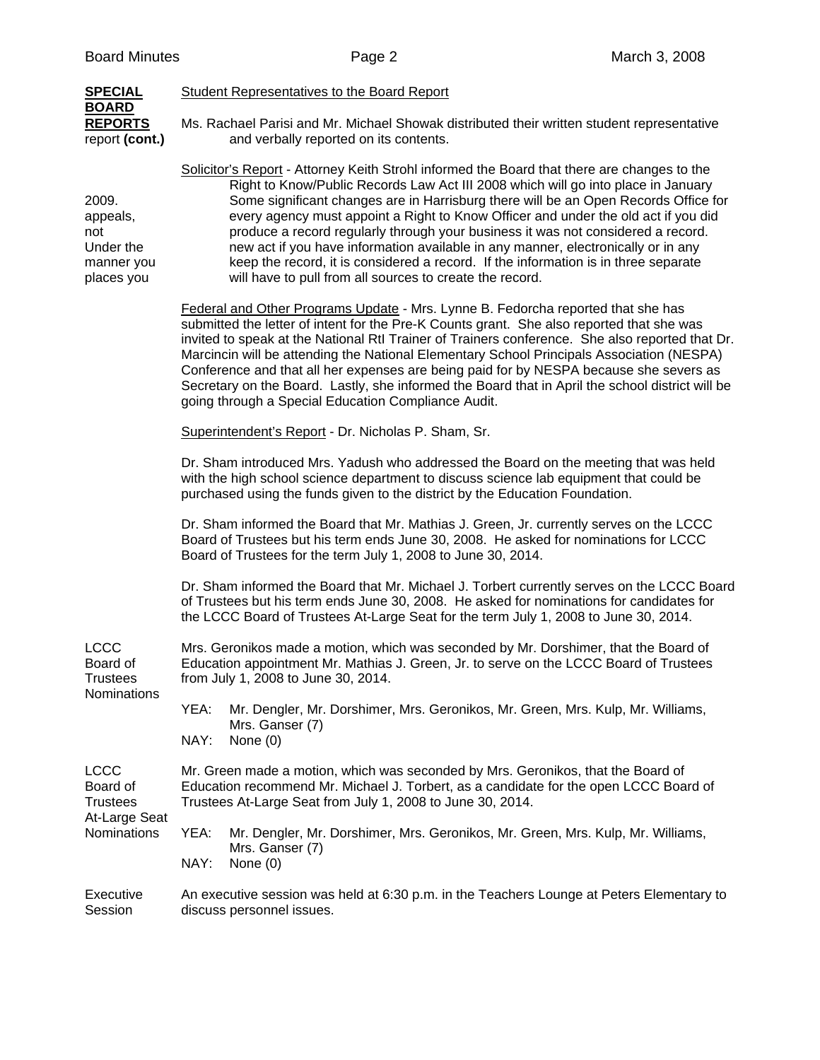**SPECIAL BOARD REPORTS (cont.)**

Student Representatives to the Board Report

Ms. Rachael Parisi and Mr. Michael Showak distributed their written student representative report and verbally reported on its contents.

Solicitor's Report - Attorney Keith Strohl informed the Board that there are changes to the Right to Know/Public Records Law Act III 2008 which will go into place in January 2009. Some significant changes are in Harrisburg there will be an Open Records Office for appeals, every agency must appoint a Right to Know Officer and under the old act if you did not produce a record regularly through your business it was not considered a record. Under the new act if you have information available in any manner, electronically or in any manner you keep the record, it is considered a record. If the information is in three separate places you will have to pull from all sources to create the record.

Federal and Other Programs Update - Mrs. Lynne B. Fedorcha reported that she has submitted the letter of intent for the Pre-K Counts grant. She also reported that she was invited to speak at the National RtI Trainer of Trainers conference. She also reported that Dr. Marcincin will be attending the National Elementary School Principals Association (NESPA) Conference and that all her expenses are being paid for by NESPA because she severs as Secretary on the Board. Lastly, she informed the Board that in April the school district will be going through a Special Education Compliance Audit.

Superintendent's Report - Dr. Nicholas P. Sham, Sr.

Dr. Sham introduced Mrs. Yadush who addressed the Board on the meeting that was held with the high school science department to discuss science lab equipment that could be purchased using the funds given to the district by the Education Foundation.

Dr. Sham informed the Board that Mr. Mathias J. Green, Jr. currently serves on the LCCC Board of Trustees but his term ends June 30, 2008. He asked for nominations for LCCC Board of Trustees for the term July 1, 2008 to June 30, 2014.

Dr. Sham informed the Board that Mr. Michael J. Torbert currently serves on the LCCC Board of Trustees but his term ends June 30, 2008. He asked for nominations for candidates for the LCCC Board of Trustees At-Large Seat for the term July 1, 2008 to June 30, 2014.

**LCCC Board of Trustees Nominations**

Mrs. Geronikos made a motion, which was seconded by Mr. Dorshimer, that the Board of Education appointment Mr. Mathias J. Green, Jr. to serve on the LCCC Board of Trustees from July 1, 2008 to June 30, 2014.

YEA: Mr. Dengler, Mr. Dorshimer, Mrs. Geronikos, Mr. Green, Mrs. Kulp, Mr. Williams, Mrs. Ganser (7)
NAY: None (0)

**LCCC Board of Trustees At-Large Seat Nominations**

Mr. Green made a motion, which was seconded by Mrs. Geronikos, that the Board of Education recommend Mr. Michael J. Torbert, as a candidate for the open LCCC Board of Trustees At-Large Seat from July 1, 2008 to June 30, 2014.

YEA: Mr. Dengler, Mr. Dorshimer, Mrs. Geronikos, Mr. Green, Mrs. Kulp, Mr. Williams, Mrs. Ganser (7)
NAY: None (0)

**Executive Session**

An executive session was held at 6:30 p.m. in the Teachers Lounge at Peters Elementary to discuss personnel issues.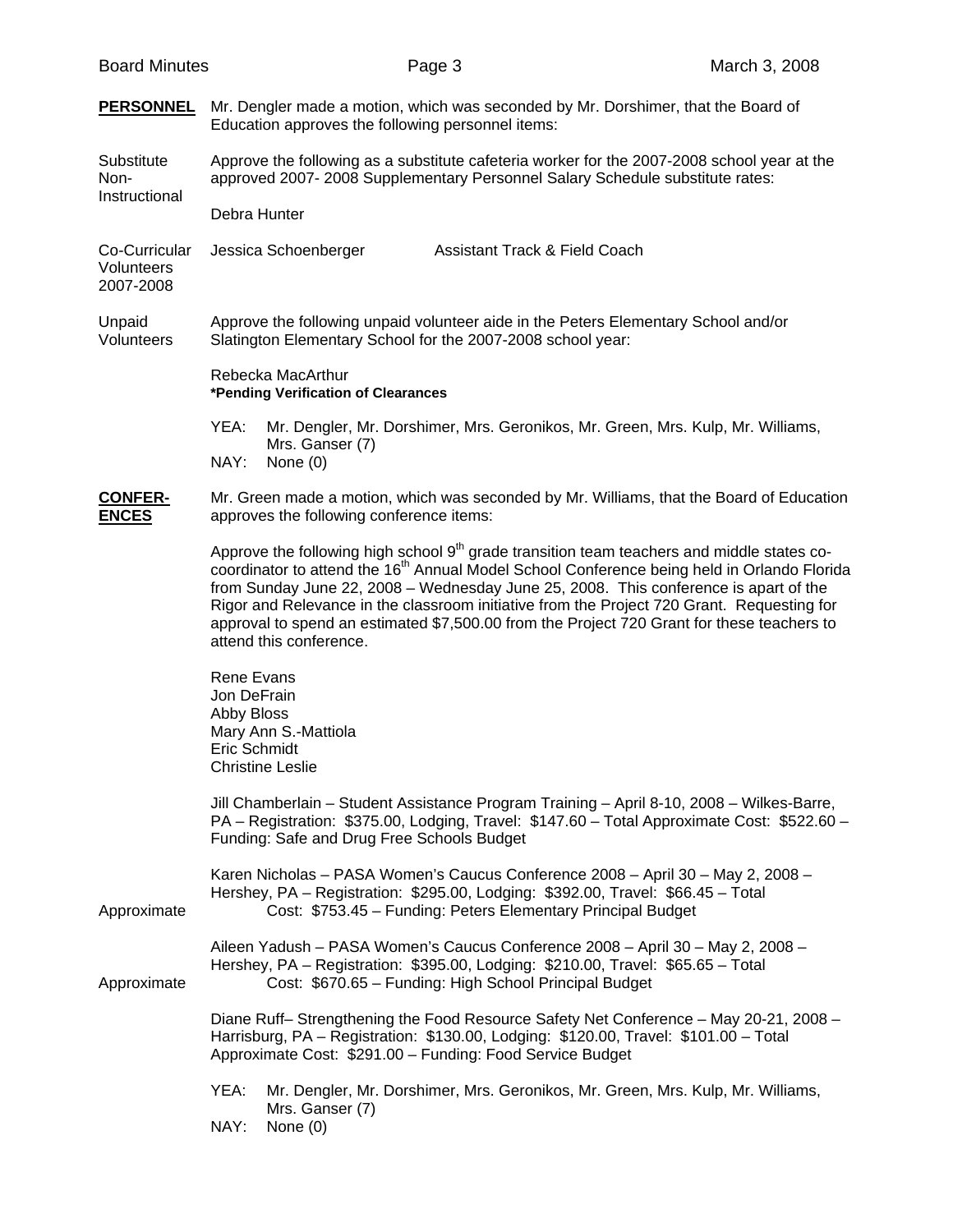**PERSONNEL** Mr. Dengler made a motion, which was seconded by Mr. Dorshimer, that the Board of Education approves the following personnel items:

Substitute Non-Instructional

Approve the following as a substitute cafeteria worker for the 2007-2008 school year at the approved 2007- 2008 Supplementary Personnel Salary Schedule substitute rates:

Debra Hunter

Co-Curricular Volunteers 2007-2008

Jessica Schoenberger    Assistant Track & Field Coach

Unpaid Volunteers

Approve the following unpaid volunteer aide in the Peters Elementary School and/or Slatington Elementary School for the 2007-2008 school year:

Rebecka MacArthur
**\*Pending Verification of Clearances**

YEA: Mr. Dengler, Mr. Dorshimer, Mrs. Geronikos, Mr. Green, Mrs. Kulp, Mr. Williams, Mrs. Ganser (7)
NAY: None (0)

**CONFER-ENCES** Mr. Green made a motion, which was seconded by Mr. Williams, that the Board of Education approves the following conference items:

Approve the following high school 9th grade transition team teachers and middle states co-coordinator to attend the 16th Annual Model School Conference being held in Orlando Florida from Sunday June 22, 2008 – Wednesday June 25, 2008. This conference is apart of the Rigor and Relevance in the classroom initiative from the Project 720 Grant. Requesting for approval to spend an estimated $7,500.00 from the Project 720 Grant for these teachers to attend this conference.

Rene Evans
Jon DeFrain
Abby Bloss
Mary Ann S.-Mattiola
Eric Schmidt
Christine Leslie

Jill Chamberlain – Student Assistance Program Training – April 8-10, 2008 – Wilkes-Barre, PA – Registration: $375.00, Lodging, Travel: $147.60 – Total Approximate Cost: $522.60 – Funding: Safe and Drug Free Schools Budget

Karen Nicholas – PASA Women's Caucus Conference 2008 – April 30 – May 2, 2008 – Hershey, PA – Registration: $295.00, Lodging: $392.00, Travel: $66.45 – Total Approximate Cost: $753.45 – Funding: Peters Elementary Principal Budget

Aileen Yadush – PASA Women's Caucus Conference 2008 – April 30 – May 2, 2008 – Hershey, PA – Registration: $395.00, Lodging: $210.00, Travel: $65.65 – Total Approximate Cost: $670.65 – Funding: High School Principal Budget

Diane Ruff– Strengthening the Food Resource Safety Net Conference – May 20-21, 2008 – Harrisburg, PA – Registration: $130.00, Lodging: $120.00, Travel: $101.00 – Total Approximate Cost: $291.00 – Funding: Food Service Budget

YEA: Mr. Dengler, Mr. Dorshimer, Mrs. Geronikos, Mr. Green, Mrs. Kulp, Mr. Williams, Mrs. Ganser (7)
NAY: None (0)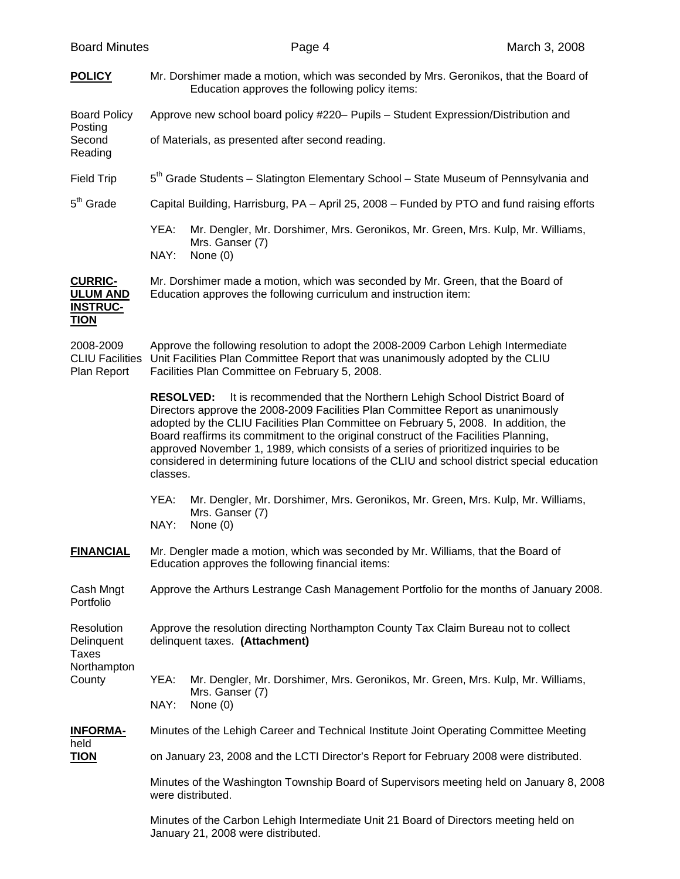**POLICY** — Mr. Dorshimer made a motion, which was seconded by Mrs. Geronikos, that the Board of Education approves the following policy items:

Board Policy Posting Second Reading — Approve new school board policy #220– Pupils – Student Expression/Distribution and of Materials, as presented after second reading.

Field Trip 5th Grade — 5th Grade Students – Slatington Elementary School – State Museum of Pennsylvania and Capital Building, Harrisburg, PA – April 25, 2008 – Funded by PTO and fund raising efforts

YEA: Mr. Dengler, Mr. Dorshimer, Mrs. Geronikos, Mr. Green, Mrs. Kulp, Mr. Williams, Mrs. Ganser (7)
NAY: None (0)

**CURRICULUM AND INSTRUCTION** — Mr. Dorshimer made a motion, which was seconded by Mr. Green, that the Board of Education approves the following curriculum and instruction item:

2008-2009 CLIU Facilities Plan Report — Approve the following resolution to adopt the 2008-2009 Carbon Lehigh Intermediate Unit Facilities Plan Committee Report that was unanimously adopted by the CLIU Facilities Plan Committee on February 5, 2008.

**RESOLVED:** It is recommended that the Northern Lehigh School District Board of Directors approve the 2008-2009 Facilities Plan Committee Report as unanimously adopted by the CLIU Facilities Plan Committee on February 5, 2008. In addition, the Board reaffirms its commitment to the original construct of the Facilities Planning, approved November 1, 1989, which consists of a series of prioritized inquiries to be considered in determining future locations of the CLIU and school district special education classes.

YEA: Mr. Dengler, Mr. Dorshimer, Mrs. Geronikos, Mr. Green, Mrs. Kulp, Mr. Williams, Mrs. Ganser (7)
NAY: None (0)

**FINANCIAL** — Mr. Dengler made a motion, which was seconded by Mr. Williams, that the Board of Education approves the following financial items:

Cash Mngt Portfolio — Approve the Arthurs Lestrange Cash Management Portfolio for the months of January 2008.

Resolution Delinquent Taxes Northampton County — Approve the resolution directing Northampton County Tax Claim Bureau not to collect delinquent taxes. **(Attachment)**

YEA: Mr. Dengler, Mr. Dorshimer, Mrs. Geronikos, Mr. Green, Mrs. Kulp, Mr. Williams, Mrs. Ganser (7)
NAY: None (0)

**INFORMATION** — Minutes of the Lehigh Career and Technical Institute Joint Operating Committee Meeting held on January 23, 2008 and the LCTI Director's Report for February 2008 were distributed.

Minutes of the Washington Township Board of Supervisors meeting held on January 8, 2008 were distributed.

Minutes of the Carbon Lehigh Intermediate Unit 21 Board of Directors meeting held on January 21, 2008 were distributed.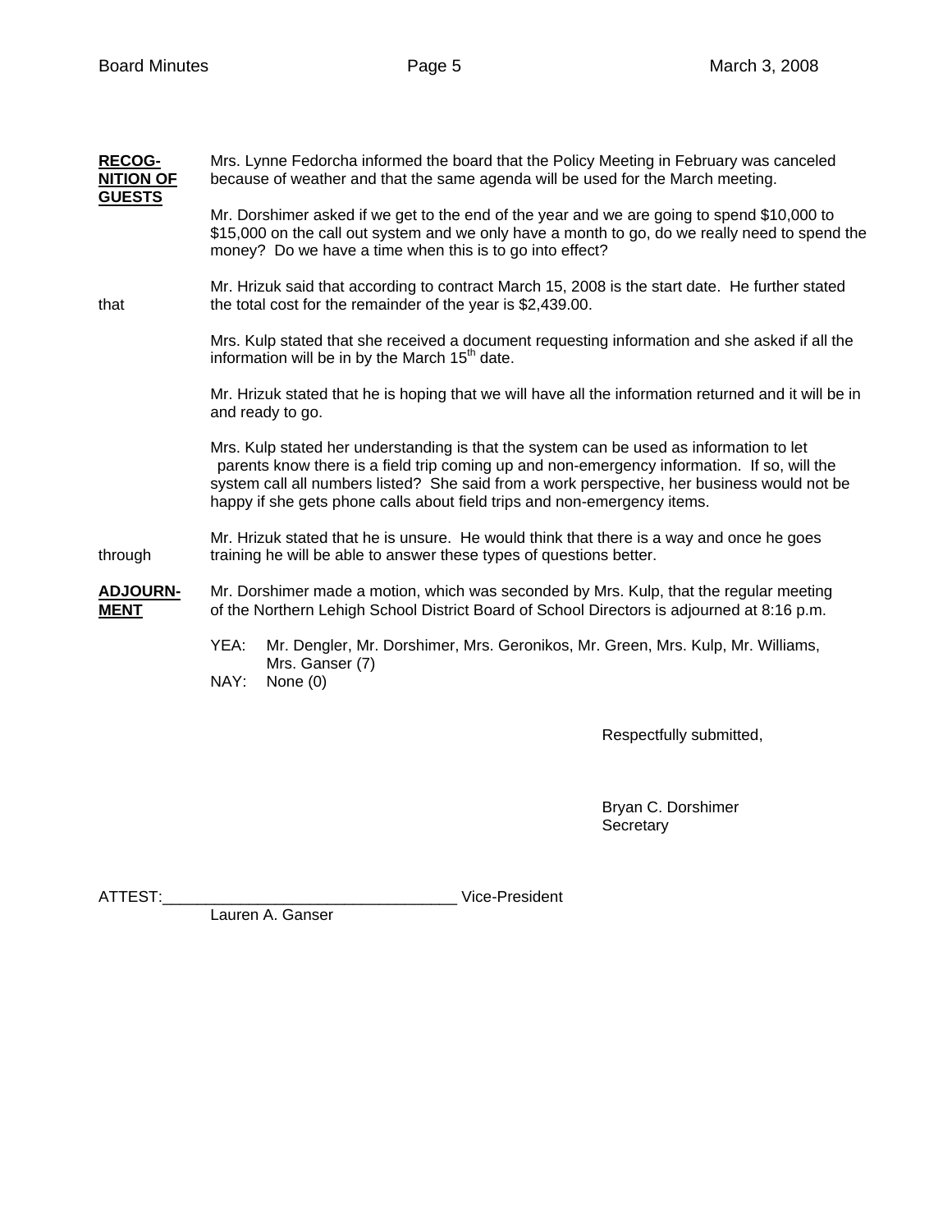**RECOGNITION OF GUESTS**

Mrs. Lynne Fedorcha informed the board that the Policy Meeting in February was canceled because of weather and that the same agenda will be used for the March meeting.

Mr. Dorshimer asked if we get to the end of the year and we are going to spend $10,000 to $15,000 on the call out system and we only have a month to go, do we really need to spend the money? Do we have a time when this is to go into effect?

Mr. Hrizuk said that according to contract March 15, 2008 is the start date. He further stated that the total cost for the remainder of the year is $2,439.00.

Mrs. Kulp stated that she received a document requesting information and she asked if all the information will be in by the March 15th date.

Mr. Hrizuk stated that he is hoping that we will have all the information returned and it will be in and ready to go.

Mrs. Kulp stated her understanding is that the system can be used as information to let parents know there is a field trip coming up and non-emergency information. If so, will the system call all numbers listed? She said from a work perspective, her business would not be happy if she gets phone calls about field trips and non-emergency items.

Mr. Hrizuk stated that he is unsure. He would think that there is a way and once he goes through training he will be able to answer these types of questions better.

**ADJOURNMENT**

Mr. Dorshimer made a motion, which was seconded by Mrs. Kulp, that the regular meeting of the Northern Lehigh School District Board of School Directors is adjourned at 8:16 p.m.

YEA: Mr. Dengler, Mr. Dorshimer, Mrs. Geronikos, Mr. Green, Mrs. Kulp, Mr. Williams, Mrs. Ganser (7)
NAY: None (0)

Respectfully submitted,

Bryan C. Dorshimer
Secretary

ATTEST:_________________________________ Vice-President
Lauren A. Ganser